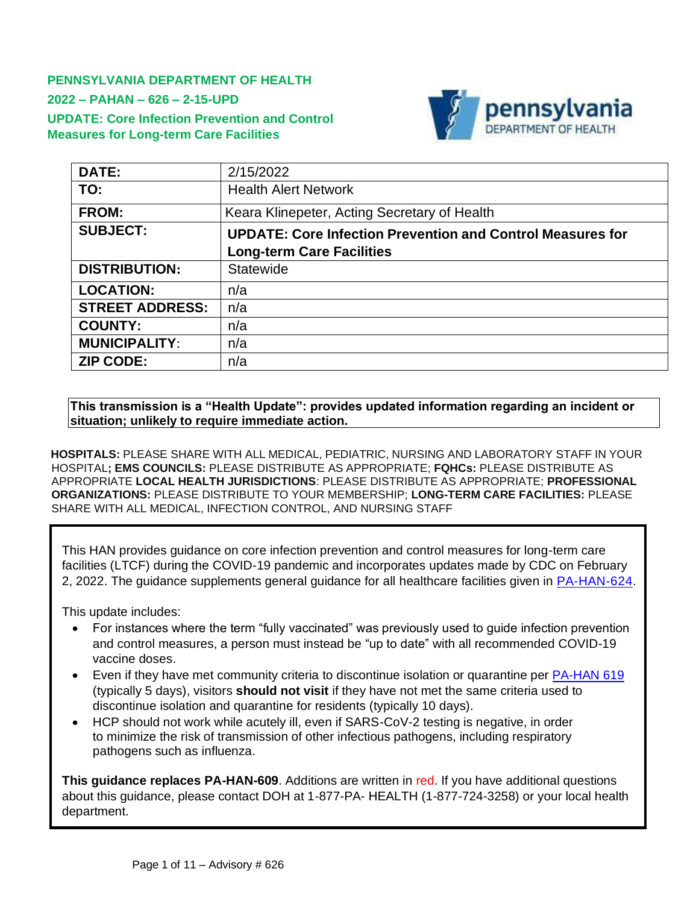**PENNSYLVANIA DEPARTMENT OF HEALTH**
**2022 – PAHAN – 626 – 2-15-UPD**
**UPDATE: Core Infection Prevention and Control Measures for Long-term Care Facilities**

| | |
|---|---|
| **DATE:** | 2/15/2022 |
| **TO:** | Health Alert Network |
| **FROM:** | Keara Klinepeter, Acting Secretary of Health |
| **SUBJECT:** | **UPDATE: Core Infection Prevention and Control Measures for Long-term Care Facilities** |
| **DISTRIBUTION:** | Statewide |
| **LOCATION:** | n/a |
| **STREET ADDRESS:** | n/a |
| **COUNTY:** | n/a |
| **MUNICIPALITY:** | n/a |
| **ZIP CODE:** | n/a |

**This transmission is a "Health Update": provides updated information regarding an incident or situation; unlikely to require immediate action.**

**HOSPITALS:** PLEASE SHARE WITH ALL MEDICAL, PEDIATRIC, NURSING AND LABORATORY STAFF IN YOUR HOSPITAL**; EMS COUNCILS:** PLEASE DISTRIBUTE AS APPROPRIATE; **FQHCs:** PLEASE DISTRIBUTE AS APPROPRIATE **LOCAL HEALTH JURISDICTIONS**: PLEASE DISTRIBUTE AS APPROPRIATE; **PROFESSIONAL ORGANIZATIONS:** PLEASE DISTRIBUTE TO YOUR MEMBERSHIP; **LONG-TERM CARE FACILITIES:** PLEASE SHARE WITH ALL MEDICAL, INFECTION CONTROL, AND NURSING STAFF

This HAN provides guidance on core infection prevention and control measures for long-term care facilities (LTCF) during the COVID-19 pandemic and incorporates updates made by CDC on February 2, 2022. The guidance supplements general guidance for all healthcare facilities given in PA-HAN-624.

This update includes:

- For instances where the term "fully vaccinated" was previously used to guide infection prevention and control measures, a person must instead be "up to date" with all recommended COVID-19 vaccine doses.
- Even if they have met community criteria to discontinue isolation or quarantine per PA-HAN 619 (typically 5 days), visitors **should not visit** if they have not met the same criteria used to discontinue isolation and quarantine for residents (typically 10 days).
- HCP should not work while acutely ill, even if SARS-CoV-2 testing is negative, in order to minimize the risk of transmission of other infectious pathogens, including respiratory pathogens such as influenza.

**This guidance replaces PA-HAN-609**. Additions are written in red. If you have additional questions about this guidance, please contact DOH at 1-877-PA- HEALTH (1-877-724-3258) or your local health department.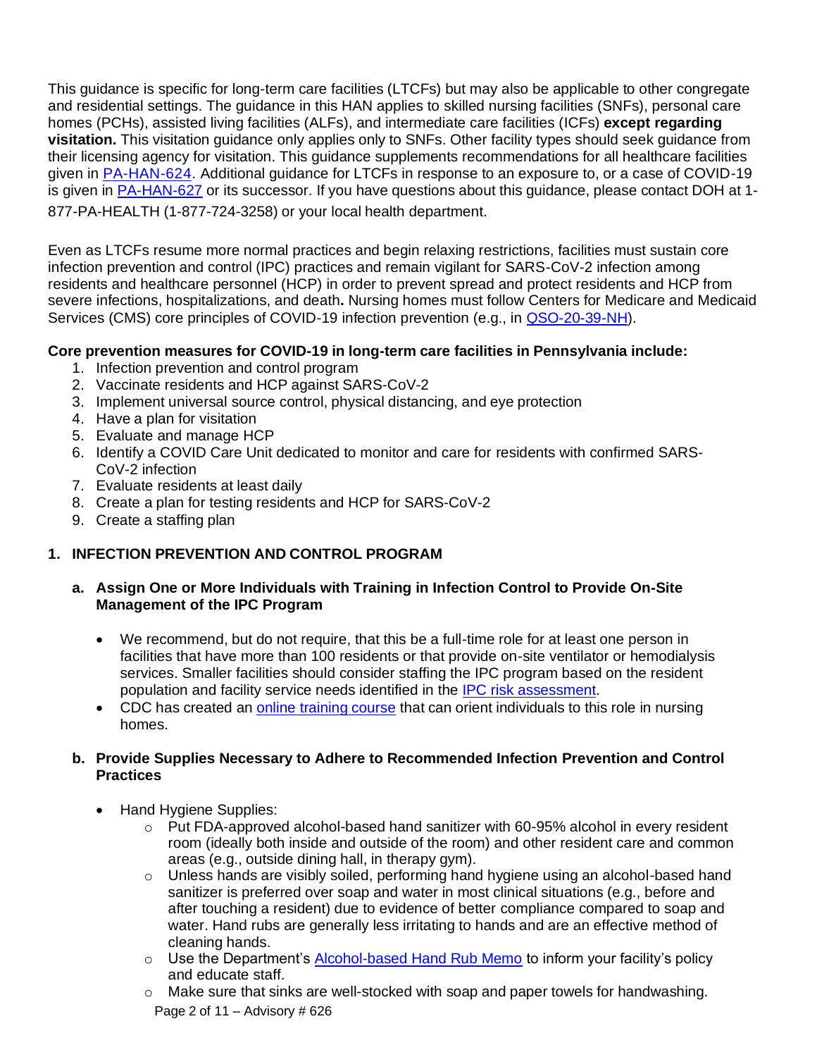This guidance is specific for long-term care facilities (LTCFs) but may also be applicable to other congregate and residential settings. The guidance in this HAN applies to skilled nursing facilities (SNFs), personal care homes (PCHs), assisted living facilities (ALFs), and intermediate care facilities (ICFs) **except regarding visitation.** This visitation guidance only applies only to SNFs. Other facility types should seek guidance from their licensing agency for visitation. This guidance supplements recommendations for all healthcare facilities given in PA-HAN-624. Additional guidance for LTCFs in response to an exposure to, or a case of COVID-19 is given in PA-HAN-627 or its successor. If you have questions about this guidance, please contact DOH at 1-877-PA-HEALTH (1-877-724-3258) or your local health department.

Even as LTCFs resume more normal practices and begin relaxing restrictions, facilities must sustain core infection prevention and control (IPC) practices and remain vigilant for SARS-CoV-2 infection among residents and healthcare personnel (HCP) in order to prevent spread and protect residents and HCP from severe infections, hospitalizations, and death**.** Nursing homes must follow Centers for Medicare and Medicaid Services (CMS) core principles of COVID-19 infection prevention (e.g., in QSO-20-39-NH).

**Core prevention measures for COVID-19 in long-term care facilities in Pennsylvania include:**

1. Infection prevention and control program
2. Vaccinate residents and HCP against SARS-CoV-2
3. Implement universal source control, physical distancing, and eye protection
4. Have a plan for visitation
5. Evaluate and manage HCP
6. Identify a COVID Care Unit dedicated to monitor and care for residents with confirmed SARS-CoV-2 infection
7. Evaluate residents at least daily
8. Create a plan for testing residents and HCP for SARS-CoV-2
9. Create a staffing plan

## 1. INFECTION PREVENTION AND CONTROL PROGRAM

### a. Assign One or More Individuals with Training in Infection Control to Provide On-Site Management of the IPC Program

- We recommend, but do not require, that this be a full-time role for at least one person in facilities that have more than 100 residents or that provide on-site ventilator or hemodialysis services. Smaller facilities should consider staffing the IPC program based on the resident population and facility service needs identified in the IPC risk assessment.
- CDC has created an online training course that can orient individuals to this role in nursing homes.

### b. Provide Supplies Necessary to Adhere to Recommended Infection Prevention and Control Practices

- Hand Hygiene Supplies:
  - Put FDA-approved alcohol-based hand sanitizer with 60-95% alcohol in every resident room (ideally both inside and outside of the room) and other resident care and common areas (e.g., outside dining hall, in therapy gym).
  - Unless hands are visibly soiled, performing hand hygiene using an alcohol-based hand sanitizer is preferred over soap and water in most clinical situations (e.g., before and after touching a resident) due to evidence of better compliance compared to soap and water. Hand rubs are generally less irritating to hands and are an effective method of cleaning hands.
  - Use the Department's Alcohol-based Hand Rub Memo to inform your facility's policy and educate staff.
  - Make sure that sinks are well-stocked with soap and paper towels for handwashing.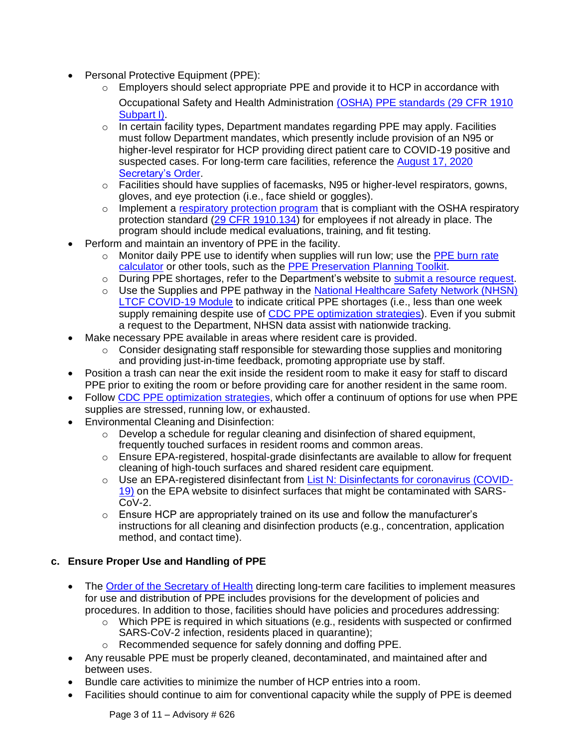- Personal Protective Equipment (PPE):
    - Employers should select appropriate PPE and provide it to HCP in accordance with Occupational Safety and Health Administration (OSHA) PPE standards (29 CFR 1910 Subpart I).
    - In certain facility types, Department mandates regarding PPE may apply. Facilities must follow Department mandates, which presently include provision of an N95 or higher-level respirator for HCP providing direct patient care to COVID-19 positive and suspected cases. For long-term care facilities, reference the August 17, 2020 Secretary's Order.
    - Facilities should have supplies of facemasks, N95 or higher-level respirators, gowns, gloves, and eye protection (i.e., face shield or goggles).
    - Implement a respiratory protection program that is compliant with the OSHA respiratory protection standard (29 CFR 1910.134) for employees if not already in place. The program should include medical evaluations, training, and fit testing.
- Perform and maintain an inventory of PPE in the facility.
    - Monitor daily PPE use to identify when supplies will run low; use the PPE burn rate calculator or other tools, such as the PPE Preservation Planning Toolkit.
    - During PPE shortages, refer to the Department's website to submit a resource request.
    - Use the Supplies and PPE pathway in the National Healthcare Safety Network (NHSN) LTCF COVID-19 Module to indicate critical PPE shortages (i.e., less than one week supply remaining despite use of CDC PPE optimization strategies). Even if you submit a request to the Department, NHSN data assist with nationwide tracking.
- Make necessary PPE available in areas where resident care is provided.
    - Consider designating staff responsible for stewarding those supplies and monitoring and providing just-in-time feedback, promoting appropriate use by staff.
- Position a trash can near the exit inside the resident room to make it easy for staff to discard PPE prior to exiting the room or before providing care for another resident in the same room.
- Follow CDC PPE optimization strategies, which offer a continuum of options for use when PPE supplies are stressed, running low, or exhausted.
- Environmental Cleaning and Disinfection:
    - Develop a schedule for regular cleaning and disinfection of shared equipment, frequently touched surfaces in resident rooms and common areas.
    - Ensure EPA-registered, hospital-grade disinfectants are available to allow for frequent cleaning of high-touch surfaces and shared resident care equipment.
    - Use an EPA-registered disinfectant from List N: Disinfectants for coronavirus (COVID-19) on the EPA website to disinfect surfaces that might be contaminated with SARS-CoV-2.
    - Ensure HCP are appropriately trained on its use and follow the manufacturer's instructions for all cleaning and disinfection products (e.g., concentration, application method, and contact time).

### c. Ensure Proper Use and Handling of PPE

- The Order of the Secretary of Health directing long-term care facilities to implement measures for use and distribution of PPE includes provisions for the development of policies and procedures. In addition to those, facilities should have policies and procedures addressing:
    - Which PPE is required in which situations (e.g., residents with suspected or confirmed SARS-CoV-2 infection, residents placed in quarantine);
    - Recommended sequence for safely donning and doffing PPE.
- Any reusable PPE must be properly cleaned, decontaminated, and maintained after and between uses.
- Bundle care activities to minimize the number of HCP entries into a room.
- Facilities should continue to aim for conventional capacity while the supply of PPE is deemed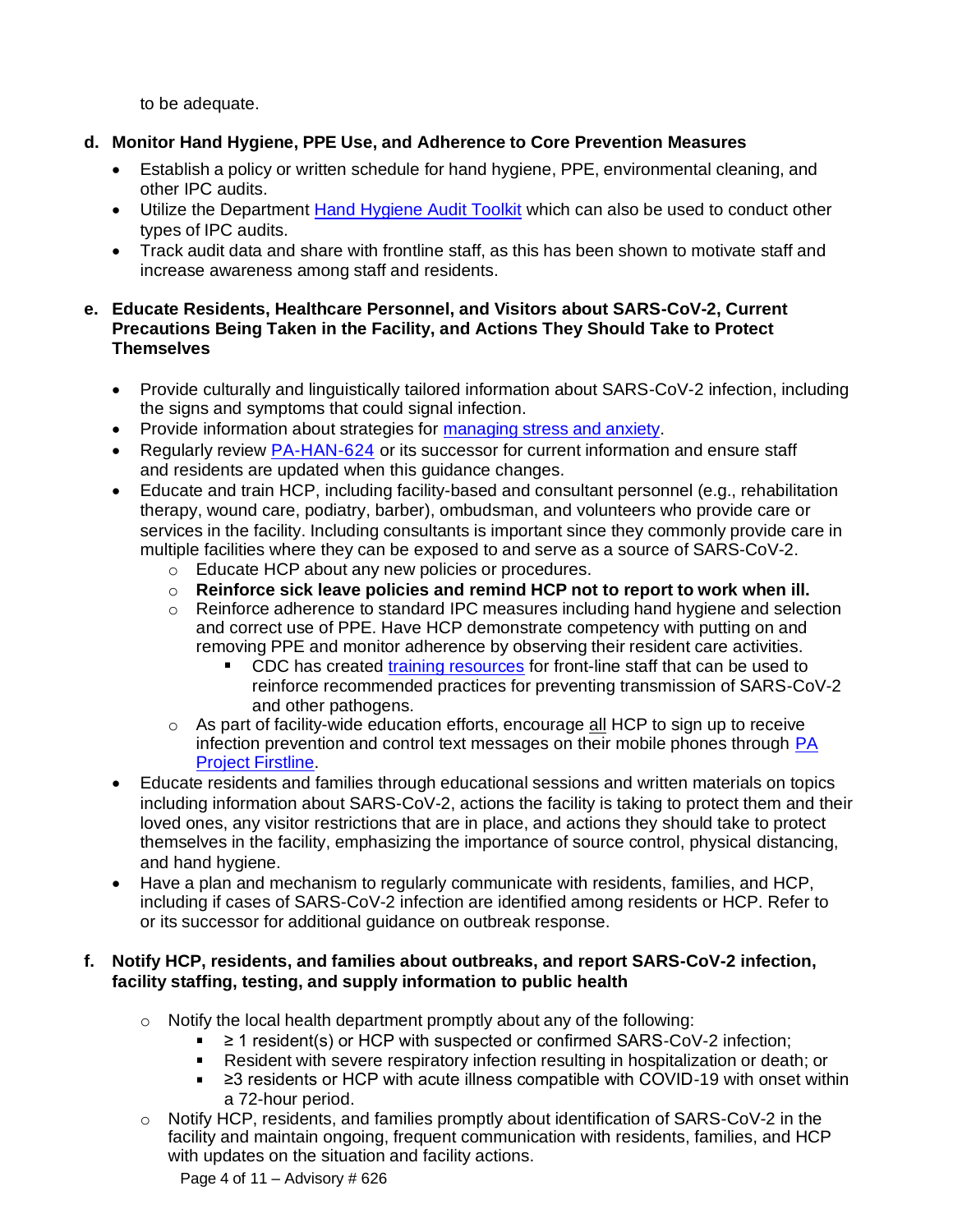to be adequate.

**d. Monitor Hand Hygiene, PPE Use, and Adherence to Core Prevention Measures**

- Establish a policy or written schedule for hand hygiene, PPE, environmental cleaning, and other IPC audits.
- Utilize the Department Hand Hygiene Audit Toolkit which can also be used to conduct other types of IPC audits.
- Track audit data and share with frontline staff, as this has been shown to motivate staff and increase awareness among staff and residents.

**e. Educate Residents, Healthcare Personnel, and Visitors about SARS-CoV-2, Current Precautions Being Taken in the Facility, and Actions They Should Take to Protect Themselves**

- Provide culturally and linguistically tailored information about SARS-CoV-2 infection, including the signs and symptoms that could signal infection.
- Provide information about strategies for managing stress and anxiety.
- Regularly review PA-HAN-624 or its successor for current information and ensure staff and residents are updated when this guidance changes.
- Educate and train HCP, including facility-based and consultant personnel (e.g., rehabilitation therapy, wound care, podiatry, barber), ombudsman, and volunteers who provide care or services in the facility. Including consultants is important since they commonly provide care in multiple facilities where they can be exposed to and serve as a source of SARS-CoV-2.
    - Educate HCP about any new policies or procedures.
    - **Reinforce sick leave policies and remind HCP not to report to work when ill.**
    - Reinforce adherence to standard IPC measures including hand hygiene and selection and correct use of PPE. Have HCP demonstrate competency with putting on and removing PPE and monitor adherence by observing their resident care activities.
        - CDC has created training resources for front-line staff that can be used to reinforce recommended practices for preventing transmission of SARS-CoV-2 and other pathogens.
    - As part of facility-wide education efforts, encourage all HCP to sign up to receive infection prevention and control text messages on their mobile phones through PA Project Firstline.
- Educate residents and families through educational sessions and written materials on topics including information about SARS-CoV-2, actions the facility is taking to protect them and their loved ones, any visitor restrictions that are in place, and actions they should take to protect themselves in the facility, emphasizing the importance of source control, physical distancing, and hand hygiene.
- Have a plan and mechanism to regularly communicate with residents, families, and HCP, including if cases of SARS-CoV-2 infection are identified among residents or HCP. Refer to or its successor for additional guidance on outbreak response.

**f. Notify HCP, residents, and families about outbreaks, and report SARS-CoV-2 infection, facility staffing, testing, and supply information to public health**

- Notify the local health department promptly about any of the following:
    - ≥ 1 resident(s) or HCP with suspected or confirmed SARS-CoV-2 infection;
    - Resident with severe respiratory infection resulting in hospitalization or death; or
    - ≥3 residents or HCP with acute illness compatible with COVID-19 with onset within a 72-hour period.
- Notify HCP, residents, and families promptly about identification of SARS-CoV-2 in the facility and maintain ongoing, frequent communication with residents, families, and HCP with updates on the situation and facility actions.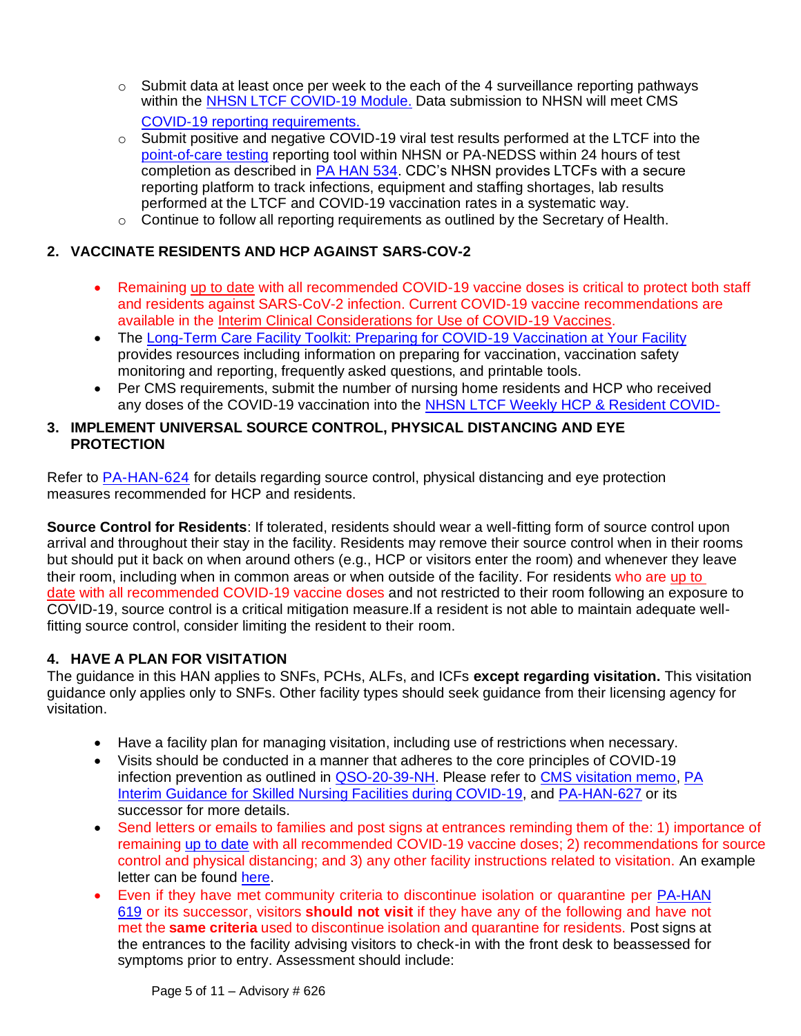- Submit data at least once per week to the each of the 4 surveillance reporting pathways within the NHSN LTCF COVID-19 Module. Data submission to NHSN will meet CMS COVID-19 reporting requirements.
- Submit positive and negative COVID-19 viral test results performed at the LTCF into the point-of-care testing reporting tool within NHSN or PA-NEDSS within 24 hours of test completion as described in PA HAN 534. CDC's NHSN provides LTCFs with a secure reporting platform to track infections, equipment and staffing shortages, lab results performed at the LTCF and COVID-19 vaccination rates in a systematic way.
- Continue to follow all reporting requirements as outlined by the Secretary of Health.

## 2. VACCINATE RESIDENTS AND HCP AGAINST SARS-COV-2

- Remaining up to date with all recommended COVID-19 vaccine doses is critical to protect both staff and residents against SARS-CoV-2 infection. Current COVID-19 vaccine recommendations are available in the Interim Clinical Considerations for Use of COVID-19 Vaccines.
- The Long-Term Care Facility Toolkit: Preparing for COVID-19 Vaccination at Your Facility provides resources including information on preparing for vaccination, vaccination safety monitoring and reporting, frequently asked questions, and printable tools.
- Per CMS requirements, submit the number of nursing home residents and HCP who received any doses of the COVID-19 vaccination into the NHSN LTCF Weekly HCP & Resident COVID-

## 3. IMPLEMENT UNIVERSAL SOURCE CONTROL, PHYSICAL DISTANCING AND EYE PROTECTION

Refer to PA-HAN-624 for details regarding source control, physical distancing and eye protection measures recommended for HCP and residents.

**Source Control for Residents**: If tolerated, residents should wear a well-fitting form of source control upon arrival and throughout their stay in the facility. Residents may remove their source control when in their rooms but should put it back on when around others (e.g., HCP or visitors enter the room) and whenever they leave their room, including when in common areas or when outside of the facility. For residents who are up to date with all recommended COVID-19 vaccine doses and not restricted to their room following an exposure to COVID-19, source control is a critical mitigation measure.If a resident is not able to maintain adequate well-fitting source control, consider limiting the resident to their room.

## 4. HAVE A PLAN FOR VISITATION

The guidance in this HAN applies to SNFs, PCHs, ALFs, and ICFs **except regarding visitation.** This visitation guidance only applies only to SNFs. Other facility types should seek guidance from their licensing agency for visitation.

- Have a facility plan for managing visitation, including use of restrictions when necessary.
- Visits should be conducted in a manner that adheres to the core principles of COVID-19 infection prevention as outlined in QSO-20-39-NH. Please refer to CMS visitation memo, PA Interim Guidance for Skilled Nursing Facilities during COVID-19, and PA-HAN-627 or its successor for more details.
- Send letters or emails to families and post signs at entrances reminding them of the: 1) importance of remaining up to date with all recommended COVID-19 vaccine doses; 2) recommendations for source control and physical distancing; and 3) any other facility instructions related to visitation. An example letter can be found here.
- Even if they have met community criteria to discontinue isolation or quarantine per PA-HAN 619 or its successor, visitors **should not visit** if they have any of the following and have not met the **same criteria** used to discontinue isolation and quarantine for residents. Post signs at the entrances to the facility advising visitors to check-in with the front desk to beassessed for symptoms prior to entry. Assessment should include: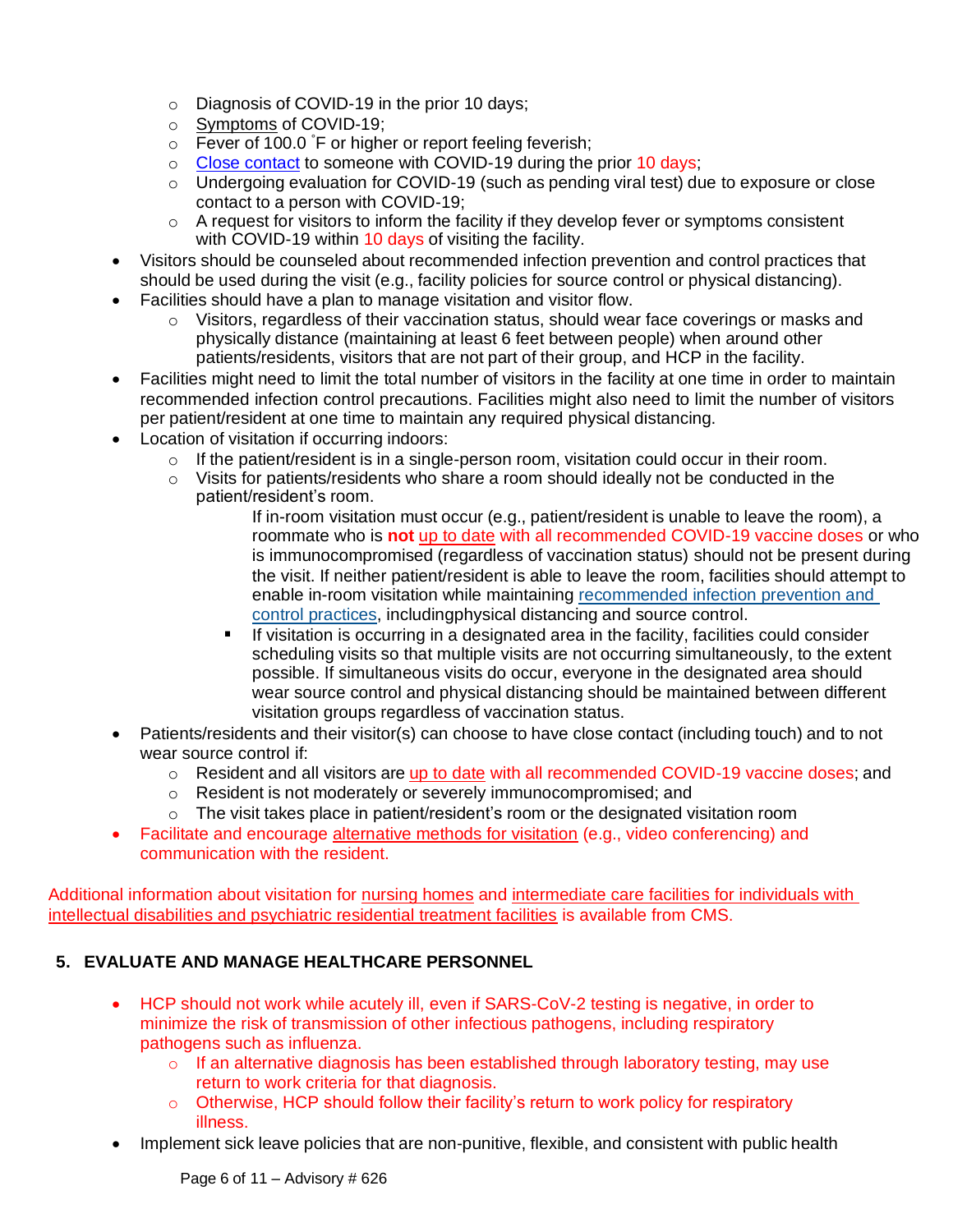- Diagnosis of COVID-19 in the prior 10 days;
  - Symptoms of COVID-19;
  - Fever of 100.0 °F or higher or report feeling feverish;
  - Close contact to someone with COVID-19 during the prior 10 days;
  - Undergoing evaluation for COVID-19 (such as pending viral test) due to exposure or close contact to a person with COVID-19;
  - A request for visitors to inform the facility if they develop fever or symptoms consistent with COVID-19 within 10 days of visiting the facility.
- Visitors should be counseled about recommended infection prevention and control practices that should be used during the visit (e.g., facility policies for source control or physical distancing).
- Facilities should have a plan to manage visitation and visitor flow.
  - Visitors, regardless of their vaccination status, should wear face coverings or masks and physically distance (maintaining at least 6 feet between people) when around other patients/residents, visitors that are not part of their group, and HCP in the facility.
- Facilities might need to limit the total number of visitors in the facility at one time in order to maintain recommended infection control precautions. Facilities might also need to limit the number of visitors per patient/resident at one time to maintain any required physical distancing.
- Location of visitation if occurring indoors:
  - If the patient/resident is in a single-person room, visitation could occur in their room.
  - Visits for patients/residents who share a room should ideally not be conducted in the patient/resident's room.
    - If in-room visitation must occur (e.g., patient/resident is unable to leave the room), a roommate who is **not** up to date with all recommended COVID-19 vaccine doses or who is immunocompromised (regardless of vaccination status) should not be present during the visit. If neither patient/resident is able to leave the room, facilities should attempt to enable in-room visitation while maintaining recommended infection prevention and control practices, includingphysical distancing and source control.
    - If visitation is occurring in a designated area in the facility, facilities could consider scheduling visits so that multiple visits are not occurring simultaneously, to the extent possible. If simultaneous visits do occur, everyone in the designated area should wear source control and physical distancing should be maintained between different visitation groups regardless of vaccination status.
- Patients/residents and their visitor(s) can choose to have close contact (including touch) and to not wear source control if:
  - Resident and all visitors are up to date with all recommended COVID-19 vaccine doses; and
  - Resident is not moderately or severely immunocompromised; and
  - The visit takes place in patient/resident's room or the designated visitation room
- Facilitate and encourage alternative methods for visitation (e.g., video conferencing) and communication with the resident.

Additional information about visitation for nursing homes and intermediate care facilities for individuals with intellectual disabilities and psychiatric residential treatment facilities is available from CMS.

## 5. EVALUATE AND MANAGE HEALTHCARE PERSONNEL

- HCP should not work while acutely ill, even if SARS-CoV-2 testing is negative, in order to minimize the risk of transmission of other infectious pathogens, including respiratory pathogens such as influenza.
  - If an alternative diagnosis has been established through laboratory testing, may use return to work criteria for that diagnosis.
  - Otherwise, HCP should follow their facility's return to work policy for respiratory illness.
- Implement sick leave policies that are non-punitive, flexible, and consistent with public health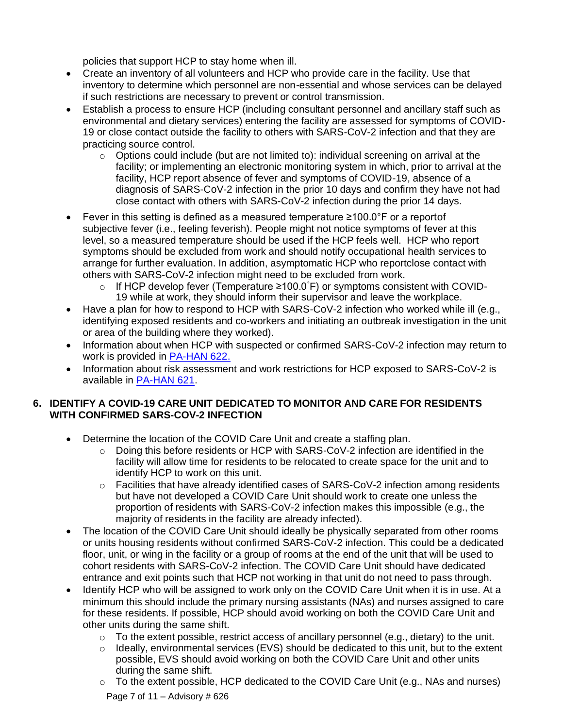policies that support HCP to stay home when ill.

- Create an inventory of all volunteers and HCP who provide care in the facility. Use that inventory to determine which personnel are non-essential and whose services can be delayed if such restrictions are necessary to prevent or control transmission.
- Establish a process to ensure HCP (including consultant personnel and ancillary staff such as environmental and dietary services) entering the facility are assessed for symptoms of COVID-19 or close contact outside the facility to others with SARS-CoV-2 infection and that they are practicing source control.
  - Options could include (but are not limited to): individual screening on arrival at the facility; or implementing an electronic monitoring system in which, prior to arrival at the facility, HCP report absence of fever and symptoms of COVID-19, absence of a diagnosis of SARS-CoV-2 infection in the prior 10 days and confirm they have not had close contact with others with SARS-CoV-2 infection during the prior 14 days.
- Fever in this setting is defined as a measured temperature ≥100.0°F or a reportof subjective fever (i.e., feeling feverish). People might not notice symptoms of fever at this level, so a measured temperature should be used if the HCP feels well. HCP who report symptoms should be excluded from work and should notify occupational health services to arrange for further evaluation. In addition, asymptomatic HCP who reportclose contact with others with SARS-CoV-2 infection might need to be excluded from work.
  - If HCP develop fever (Temperature ≥100.0˚F) or symptoms consistent with COVID-19 while at work, they should inform their supervisor and leave the workplace.
- Have a plan for how to respond to HCP with SARS-CoV-2 infection who worked while ill (e.g., identifying exposed residents and co-workers and initiating an outbreak investigation in the unit or area of the building where they worked).
- Information about when HCP with suspected or confirmed SARS-CoV-2 infection may return to work is provided in [PA-HAN 622.]()
- Information about risk assessment and work restrictions for HCP exposed to SARS-CoV-2 is available in [PA-HAN 621]().

## 6. IDENTIFY A COVID-19 CARE UNIT DEDICATED TO MONITOR AND CARE FOR RESIDENTS WITH CONFIRMED SARS-COV-2 INFECTION

- Determine the location of the COVID Care Unit and create a staffing plan.
  - Doing this before residents or HCP with SARS-CoV-2 infection are identified in the facility will allow time for residents to be relocated to create space for the unit and to identify HCP to work on this unit.
  - Facilities that have already identified cases of SARS-CoV-2 infection among residents but have not developed a COVID Care Unit should work to create one unless the proportion of residents with SARS-CoV-2 infection makes this impossible (e.g., the majority of residents in the facility are already infected).
- The location of the COVID Care Unit should ideally be physically separated from other rooms or units housing residents without confirmed SARS-CoV-2 infection. This could be a dedicated floor, unit, or wing in the facility or a group of rooms at the end of the unit that will be used to cohort residents with SARS-CoV-2 infection. The COVID Care Unit should have dedicated entrance and exit points such that HCP not working in that unit do not need to pass through.
- Identify HCP who will be assigned to work only on the COVID Care Unit when it is in use. At a minimum this should include the primary nursing assistants (NAs) and nurses assigned to care for these residents. If possible, HCP should avoid working on both the COVID Care Unit and other units during the same shift.
  - To the extent possible, restrict access of ancillary personnel (e.g., dietary) to the unit.
  - Ideally, environmental services (EVS) should be dedicated to this unit, but to the extent possible, EVS should avoid working on both the COVID Care Unit and other units during the same shift.
  - To the extent possible, HCP dedicated to the COVID Care Unit (e.g., NAs and nurses)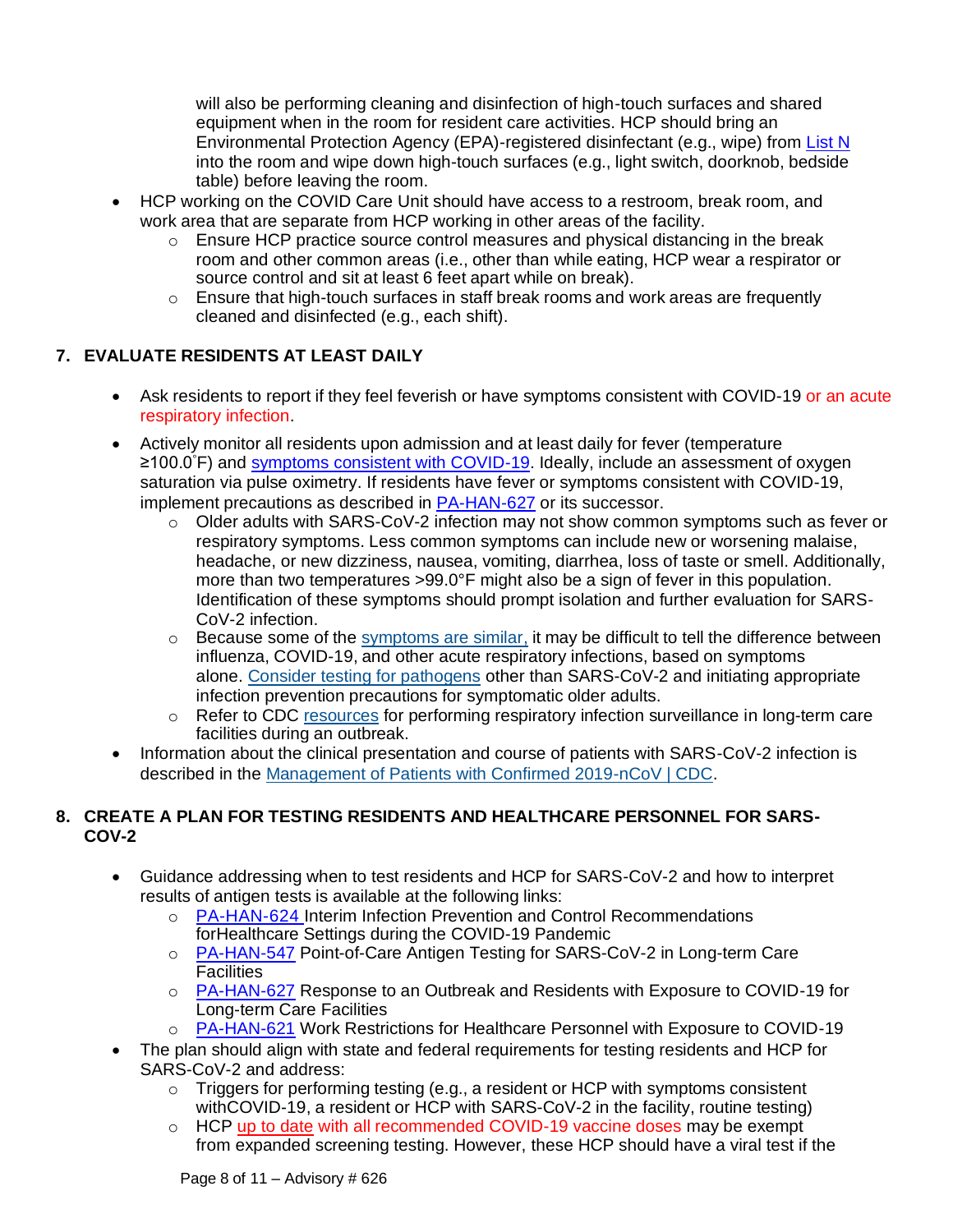will also be performing cleaning and disinfection of high-touch surfaces and shared equipment when in the room for resident care activities. HCP should bring an Environmental Protection Agency (EPA)-registered disinfectant (e.g., wipe) from List N into the room and wipe down high-touch surfaces (e.g., light switch, doorknob, bedside table) before leaving the room.

- HCP working on the COVID Care Unit should have access to a restroom, break room, and work area that are separate from HCP working in other areas of the facility.
  - Ensure HCP practice source control measures and physical distancing in the break room and other common areas (i.e., other than while eating, HCP wear a respirator or source control and sit at least 6 feet apart while on break).
  - Ensure that high-touch surfaces in staff break rooms and work areas are frequently cleaned and disinfected (e.g., each shift).

## 7. EVALUATE RESIDENTS AT LEAST DAILY

- Ask residents to report if they feel feverish or have symptoms consistent with COVID-19 or an acute respiratory infection.
- Actively monitor all residents upon admission and at least daily for fever (temperature ≥100.0˚F) and symptoms consistent with COVID-19. Ideally, include an assessment of oxygen saturation via pulse oximetry. If residents have fever or symptoms consistent with COVID-19, implement precautions as described in PA-HAN-627 or its successor.
  - Older adults with SARS-CoV-2 infection may not show common symptoms such as fever or respiratory symptoms. Less common symptoms can include new or worsening malaise, headache, or new dizziness, nausea, vomiting, diarrhea, loss of taste or smell. Additionally, more than two temperatures >99.0°F might also be a sign of fever in this population. Identification of these symptoms should prompt isolation and further evaluation for SARS-CoV-2 infection.
  - Because some of the symptoms are similar, it may be difficult to tell the difference between influenza, COVID-19, and other acute respiratory infections, based on symptoms alone. Consider testing for pathogens other than SARS-CoV-2 and initiating appropriate infection prevention precautions for symptomatic older adults.
  - Refer to CDC resources for performing respiratory infection surveillance in long-term care facilities during an outbreak.
- Information about the clinical presentation and course of patients with SARS-CoV-2 infection is described in the Management of Patients with Confirmed 2019-nCoV | CDC.

## 8. CREATE A PLAN FOR TESTING RESIDENTS AND HEALTHCARE PERSONNEL FOR SARS-COV-2

- Guidance addressing when to test residents and HCP for SARS-CoV-2 and how to interpret results of antigen tests is available at the following links:
  - PA-HAN-624 Interim Infection Prevention and Control Recommendations forHealthcare Settings during the COVID-19 Pandemic
  - PA-HAN-547 Point-of-Care Antigen Testing for SARS-CoV-2 in Long-term Care Facilities
  - PA-HAN-627 Response to an Outbreak and Residents with Exposure to COVID-19 for Long-term Care Facilities
  - PA-HAN-621 Work Restrictions for Healthcare Personnel with Exposure to COVID-19
- The plan should align with state and federal requirements for testing residents and HCP for SARS-CoV-2 and address:
  - Triggers for performing testing (e.g., a resident or HCP with symptoms consistent withCOVID-19, a resident or HCP with SARS-CoV-2 in the facility, routine testing)
  - HCP up to date with all recommended COVID-19 vaccine doses may be exempt from expanded screening testing. However, these HCP should have a viral test if the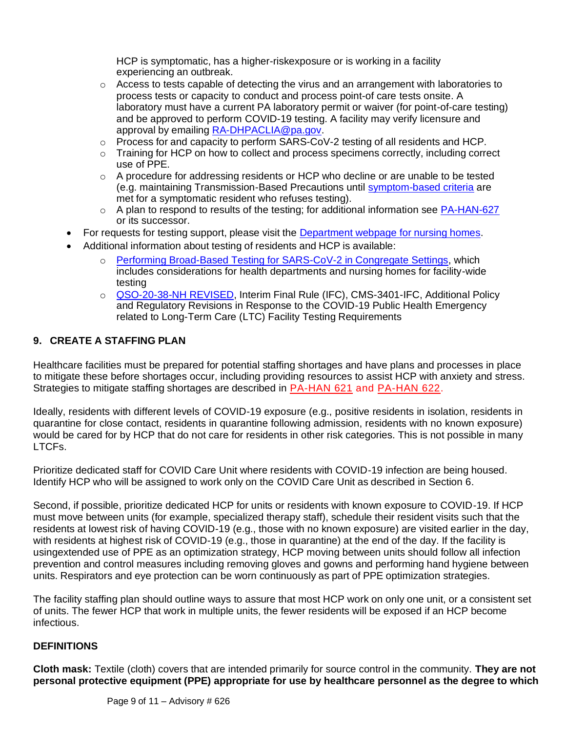HCP is symptomatic, has a higher-riskexposure or is working in a facility experiencing an outbreak.
  - Access to tests capable of detecting the virus and an arrangement with laboratories to process tests or capacity to conduct and process point-of care tests onsite. A laboratory must have a current PA laboratory permit or waiver (for point-of-care testing) and be approved to perform COVID-19 testing. A facility may verify licensure and approval by emailing RA-DHPACLIA@pa.gov.
  - Process for and capacity to perform SARS-CoV-2 testing of all residents and HCP.
  - Training for HCP on how to collect and process specimens correctly, including correct use of PPE.
  - A procedure for addressing residents or HCP who decline or are unable to be tested (e.g. maintaining Transmission-Based Precautions until symptom-based criteria are met for a symptomatic resident who refuses testing).
  - A plan to respond to results of the testing; for additional information see PA-HAN-627 or its successor.
- For requests for testing support, please visit the Department webpage for nursing homes.
- Additional information about testing of residents and HCP is available:
  - Performing Broad-Based Testing for SARS-CoV-2 in Congregate Settings, which includes considerations for health departments and nursing homes for facility-wide testing
  - QSO-20-38-NH REVISED, Interim Final Rule (IFC), CMS-3401-IFC, Additional Policy and Regulatory Revisions in Response to the COVID-19 Public Health Emergency related to Long-Term Care (LTC) Facility Testing Requirements

## 9. CREATE A STAFFING PLAN

Healthcare facilities must be prepared for potential staffing shortages and have plans and processes in place to mitigate these before shortages occur, including providing resources to assist HCP with anxiety and stress. Strategies to mitigate staffing shortages are described in PA-HAN 621 and PA-HAN 622.

Ideally, residents with different levels of COVID-19 exposure (e.g., positive residents in isolation, residents in quarantine for close contact, residents in quarantine following admission, residents with no known exposure) would be cared for by HCP that do not care for residents in other risk categories. This is not possible in many LTCFs.

Prioritize dedicated staff for COVID Care Unit where residents with COVID-19 infection are being housed. Identify HCP who will be assigned to work only on the COVID Care Unit as described in Section 6.

Second, if possible, prioritize dedicated HCP for units or residents with known exposure to COVID-19. If HCP must move between units (for example, specialized therapy staff), schedule their resident visits such that the residents at lowest risk of having COVID-19 (e.g., those with no known exposure) are visited earlier in the day, with residents at highest risk of COVID-19 (e.g., those in quarantine) at the end of the day. If the facility is usingextended use of PPE as an optimization strategy, HCP moving between units should follow all infection prevention and control measures including removing gloves and gowns and performing hand hygiene between units. Respirators and eye protection can be worn continuously as part of PPE optimization strategies.

The facility staffing plan should outline ways to assure that most HCP work on only one unit, or a consistent set of units. The fewer HCP that work in multiple units, the fewer residents will be exposed if an HCP become infectious.

## DEFINITIONS

**Cloth mask:** Textile (cloth) covers that are intended primarily for source control in the community. **They are not personal protective equipment (PPE) appropriate for use by healthcare personnel as the degree to which**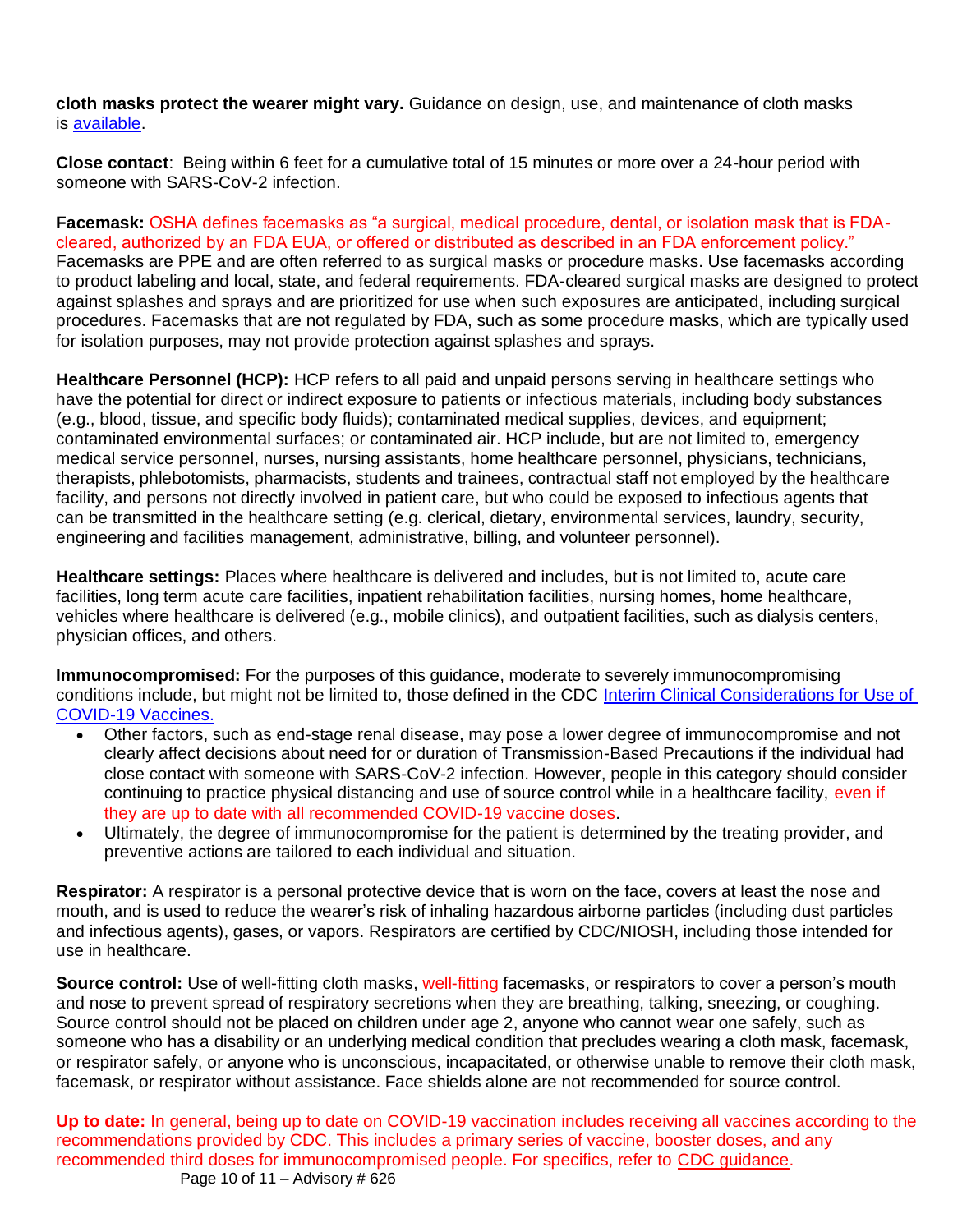**cloth masks protect the wearer might vary.** Guidance on design, use, and maintenance of cloth masks is available.

**Close contact**: Being within 6 feet for a cumulative total of 15 minutes or more over a 24-hour period with someone with SARS-CoV-2 infection.

**Facemask:** OSHA defines facemasks as "a surgical, medical procedure, dental, or isolation mask that is FDA-cleared, authorized by an FDA EUA, or offered or distributed as described in an FDA enforcement policy." Facemasks are PPE and are often referred to as surgical masks or procedure masks. Use facemasks according to product labeling and local, state, and federal requirements. FDA-cleared surgical masks are designed to protect against splashes and sprays and are prioritized for use when such exposures are anticipated, including surgical procedures. Facemasks that are not regulated by FDA, such as some procedure masks, which are typically used for isolation purposes, may not provide protection against splashes and sprays.

**Healthcare Personnel (HCP):** HCP refers to all paid and unpaid persons serving in healthcare settings who have the potential for direct or indirect exposure to patients or infectious materials, including body substances (e.g., blood, tissue, and specific body fluids); contaminated medical supplies, devices, and equipment; contaminated environmental surfaces; or contaminated air. HCP include, but are not limited to, emergency medical service personnel, nurses, nursing assistants, home healthcare personnel, physicians, technicians, therapists, phlebotomists, pharmacists, students and trainees, contractual staff not employed by the healthcare facility, and persons not directly involved in patient care, but who could be exposed to infectious agents that can be transmitted in the healthcare setting (e.g. clerical, dietary, environmental services, laundry, security, engineering and facilities management, administrative, billing, and volunteer personnel).

**Healthcare settings:** Places where healthcare is delivered and includes, but is not limited to, acute care facilities, long term acute care facilities, inpatient rehabilitation facilities, nursing homes, home healthcare, vehicles where healthcare is delivered (e.g., mobile clinics), and outpatient facilities, such as dialysis centers, physician offices, and others.

**Immunocompromised:** For the purposes of this guidance, moderate to severely immunocompromising conditions include, but might not be limited to, those defined in the CDC Interim Clinical Considerations for Use of COVID-19 Vaccines.

- Other factors, such as end-stage renal disease, may pose a lower degree of immunocompromise and not clearly affect decisions about need for or duration of Transmission-Based Precautions if the individual had close contact with someone with SARS-CoV-2 infection. However, people in this category should consider continuing to practice physical distancing and use of source control while in a healthcare facility, even if they are up to date with all recommended COVID-19 vaccine doses.
- Ultimately, the degree of immunocompromise for the patient is determined by the treating provider, and preventive actions are tailored to each individual and situation.

**Respirator:** A respirator is a personal protective device that is worn on the face, covers at least the nose and mouth, and is used to reduce the wearer's risk of inhaling hazardous airborne particles (including dust particles and infectious agents), gases, or vapors. Respirators are certified by CDC/NIOSH, including those intended for use in healthcare.

**Source control:** Use of well-fitting cloth masks, well-fitting facemasks, or respirators to cover a person's mouth and nose to prevent spread of respiratory secretions when they are breathing, talking, sneezing, or coughing. Source control should not be placed on children under age 2, anyone who cannot wear one safely, such as someone who has a disability or an underlying medical condition that precludes wearing a cloth mask, facemask, or respirator safely, or anyone who is unconscious, incapacitated, or otherwise unable to remove their cloth mask, facemask, or respirator without assistance. Face shields alone are not recommended for source control.

**Up to date:** In general, being up to date on COVID-19 vaccination includes receiving all vaccines according to the recommendations provided by CDC. This includes a primary series of vaccine, booster doses, and any recommended third doses for immunocompromised people. For specifics, refer to CDC guidance.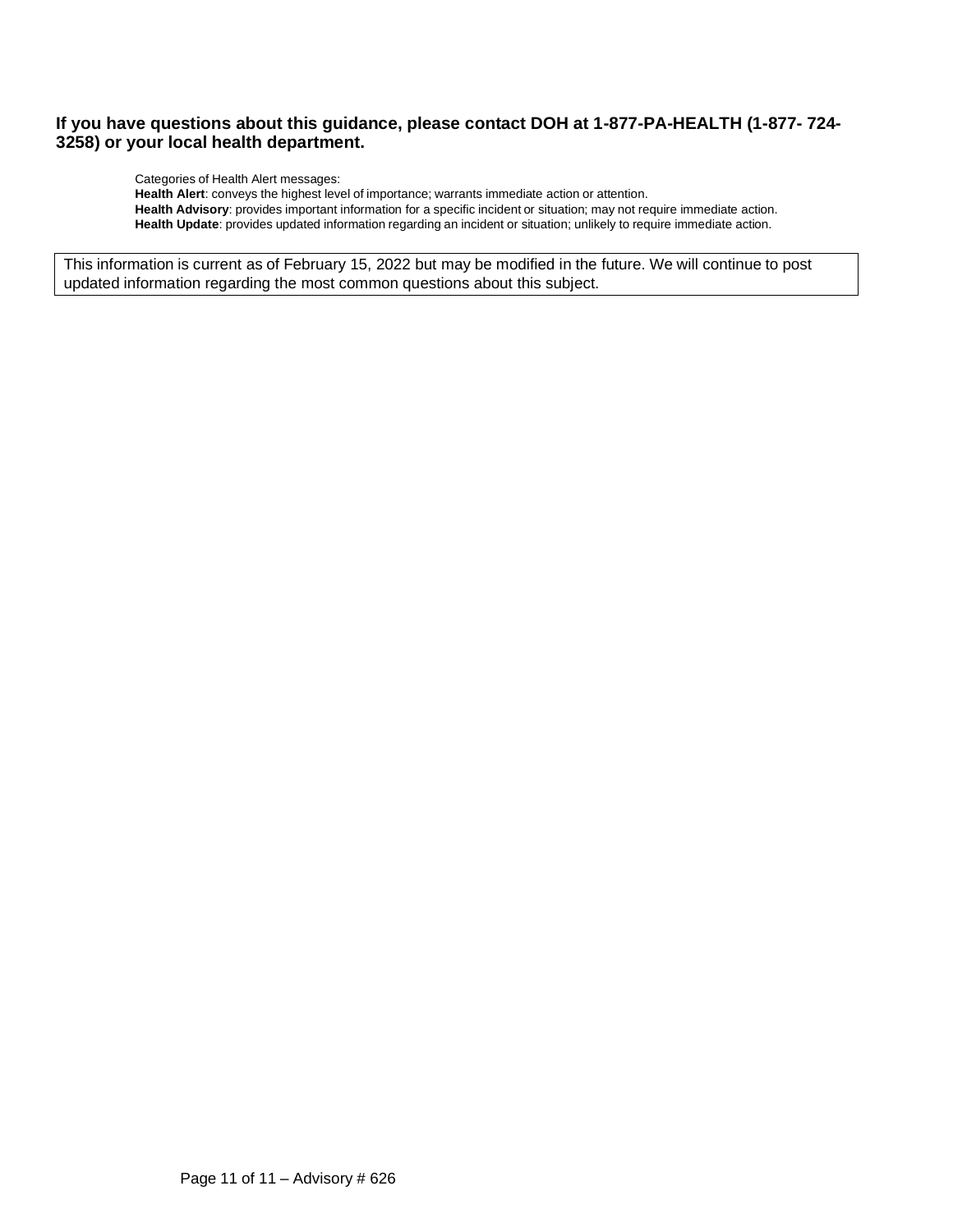**If you have questions about this guidance, please contact DOH at 1-877-PA-HEALTH (1-877- 724-3258) or your local health department.**

Categories of Health Alert messages:
**Health Alert**: conveys the highest level of importance; warrants immediate action or attention.
**Health Advisory**: provides important information for a specific incident or situation; may not require immediate action.
**Health Update**: provides updated information regarding an incident or situation; unlikely to require immediate action.

This information is current as of February 15, 2022 but may be modified in the future. We will continue to post updated information regarding the most common questions about this subject.